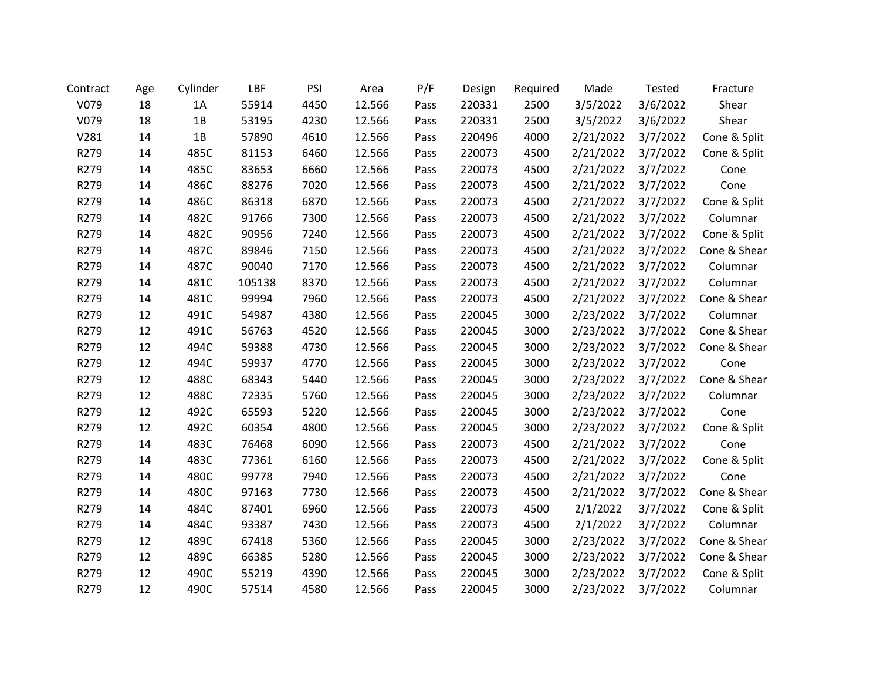| Contract | Age | Cylinder | LBF | PSI | Area | P/F | Design | Required | Made | Tested | Fracture |
|---|---|---|---|---|---|---|---|---|---|---|---|
| V079 | 18 | 1A | 55914 | 4450 | 12.566 | Pass | 220331 | 2500 | 3/5/2022 | 3/6/2022 | Shear |
| V079 | 18 | 1B | 53195 | 4230 | 12.566 | Pass | 220331 | 2500 | 3/5/2022 | 3/6/2022 | Shear |
| V281 | 14 | 1B | 57890 | 4610 | 12.566 | Pass | 220496 | 4000 | 2/21/2022 | 3/7/2022 | Cone & Split |
| R279 | 14 | 485C | 81153 | 6460 | 12.566 | Pass | 220073 | 4500 | 2/21/2022 | 3/7/2022 | Cone & Split |
| R279 | 14 | 485C | 83653 | 6660 | 12.566 | Pass | 220073 | 4500 | 2/21/2022 | 3/7/2022 | Cone |
| R279 | 14 | 486C | 88276 | 7020 | 12.566 | Pass | 220073 | 4500 | 2/21/2022 | 3/7/2022 | Cone |
| R279 | 14 | 486C | 86318 | 6870 | 12.566 | Pass | 220073 | 4500 | 2/21/2022 | 3/7/2022 | Cone & Split |
| R279 | 14 | 482C | 91766 | 7300 | 12.566 | Pass | 220073 | 4500 | 2/21/2022 | 3/7/2022 | Columnar |
| R279 | 14 | 482C | 90956 | 7240 | 12.566 | Pass | 220073 | 4500 | 2/21/2022 | 3/7/2022 | Cone & Split |
| R279 | 14 | 487C | 89846 | 7150 | 12.566 | Pass | 220073 | 4500 | 2/21/2022 | 3/7/2022 | Cone & Shear |
| R279 | 14 | 487C | 90040 | 7170 | 12.566 | Pass | 220073 | 4500 | 2/21/2022 | 3/7/2022 | Columnar |
| R279 | 14 | 481C | 105138 | 8370 | 12.566 | Pass | 220073 | 4500 | 2/21/2022 | 3/7/2022 | Columnar |
| R279 | 14 | 481C | 99994 | 7960 | 12.566 | Pass | 220073 | 4500 | 2/21/2022 | 3/7/2022 | Cone & Shear |
| R279 | 12 | 491C | 54987 | 4380 | 12.566 | Pass | 220045 | 3000 | 2/23/2022 | 3/7/2022 | Columnar |
| R279 | 12 | 491C | 56763 | 4520 | 12.566 | Pass | 220045 | 3000 | 2/23/2022 | 3/7/2022 | Cone & Shear |
| R279 | 12 | 494C | 59388 | 4730 | 12.566 | Pass | 220045 | 3000 | 2/23/2022 | 3/7/2022 | Cone & Shear |
| R279 | 12 | 494C | 59937 | 4770 | 12.566 | Pass | 220045 | 3000 | 2/23/2022 | 3/7/2022 | Cone |
| R279 | 12 | 488C | 68343 | 5440 | 12.566 | Pass | 220045 | 3000 | 2/23/2022 | 3/7/2022 | Cone & Shear |
| R279 | 12 | 488C | 72335 | 5760 | 12.566 | Pass | 220045 | 3000 | 2/23/2022 | 3/7/2022 | Columnar |
| R279 | 12 | 492C | 65593 | 5220 | 12.566 | Pass | 220045 | 3000 | 2/23/2022 | 3/7/2022 | Cone |
| R279 | 12 | 492C | 60354 | 4800 | 12.566 | Pass | 220045 | 3000 | 2/23/2022 | 3/7/2022 | Cone & Split |
| R279 | 14 | 483C | 76468 | 6090 | 12.566 | Pass | 220073 | 4500 | 2/21/2022 | 3/7/2022 | Cone |
| R279 | 14 | 483C | 77361 | 6160 | 12.566 | Pass | 220073 | 4500 | 2/21/2022 | 3/7/2022 | Cone & Split |
| R279 | 14 | 480C | 99778 | 7940 | 12.566 | Pass | 220073 | 4500 | 2/21/2022 | 3/7/2022 | Cone |
| R279 | 14 | 480C | 97163 | 7730 | 12.566 | Pass | 220073 | 4500 | 2/21/2022 | 3/7/2022 | Cone & Shear |
| R279 | 14 | 484C | 87401 | 6960 | 12.566 | Pass | 220073 | 4500 | 2/1/2022 | 3/7/2022 | Cone & Split |
| R279 | 14 | 484C | 93387 | 7430 | 12.566 | Pass | 220073 | 4500 | 2/1/2022 | 3/7/2022 | Columnar |
| R279 | 12 | 489C | 67418 | 5360 | 12.566 | Pass | 220045 | 3000 | 2/23/2022 | 3/7/2022 | Cone & Shear |
| R279 | 12 | 489C | 66385 | 5280 | 12.566 | Pass | 220045 | 3000 | 2/23/2022 | 3/7/2022 | Cone & Shear |
| R279 | 12 | 490C | 55219 | 4390 | 12.566 | Pass | 220045 | 3000 | 2/23/2022 | 3/7/2022 | Cone & Split |
| R279 | 12 | 490C | 57514 | 4580 | 12.566 | Pass | 220045 | 3000 | 2/23/2022 | 3/7/2022 | Columnar |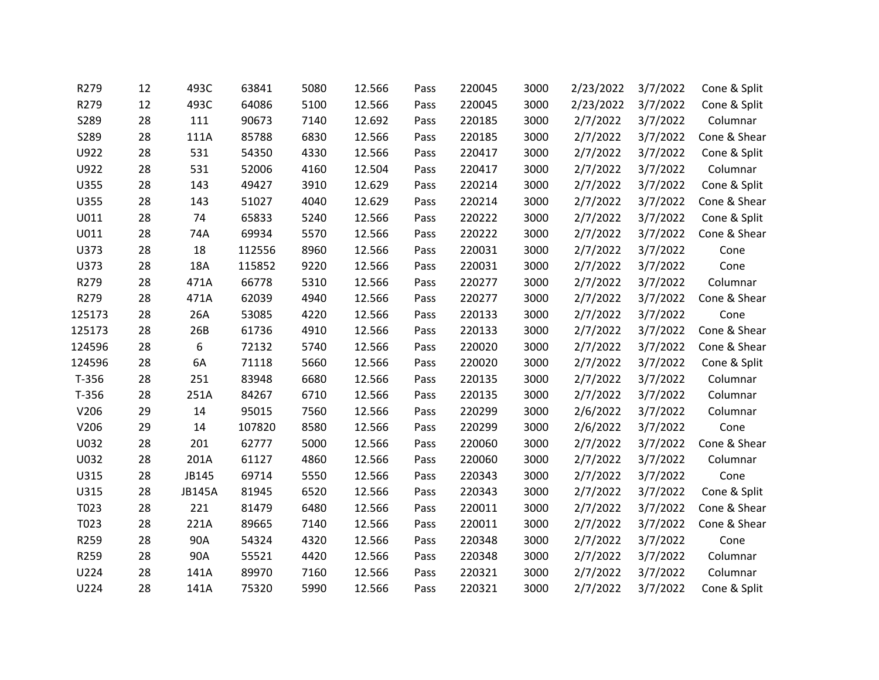|  |  |  |  |  |  |  |  |  |  |  |  |
|---|---|---|---|---|---|---|---|---|---|---|---|
| R279 | 12 | 493C | 63841 | 5080 | 12.566 | Pass | 220045 | 3000 | 2/23/2022 | 3/7/2022 | Cone & Split |
| R279 | 12 | 493C | 64086 | 5100 | 12.566 | Pass | 220045 | 3000 | 2/23/2022 | 3/7/2022 | Cone & Split |
| S289 | 28 | 111 | 90673 | 7140 | 12.692 | Pass | 220185 | 3000 | 2/7/2022 | 3/7/2022 | Columnar |
| S289 | 28 | 111A | 85788 | 6830 | 12.566 | Pass | 220185 | 3000 | 2/7/2022 | 3/7/2022 | Cone & Shear |
| U922 | 28 | 531 | 54350 | 4330 | 12.566 | Pass | 220417 | 3000 | 2/7/2022 | 3/7/2022 | Cone & Split |
| U922 | 28 | 531 | 52006 | 4160 | 12.504 | Pass | 220417 | 3000 | 2/7/2022 | 3/7/2022 | Columnar |
| U355 | 28 | 143 | 49427 | 3910 | 12.629 | Pass | 220214 | 3000 | 2/7/2022 | 3/7/2022 | Cone & Split |
| U355 | 28 | 143 | 51027 | 4040 | 12.629 | Pass | 220214 | 3000 | 2/7/2022 | 3/7/2022 | Cone & Shear |
| U011 | 28 | 74 | 65833 | 5240 | 12.566 | Pass | 220222 | 3000 | 2/7/2022 | 3/7/2022 | Cone & Split |
| U011 | 28 | 74A | 69934 | 5570 | 12.566 | Pass | 220222 | 3000 | 2/7/2022 | 3/7/2022 | Cone & Shear |
| U373 | 28 | 18 | 112556 | 8960 | 12.566 | Pass | 220031 | 3000 | 2/7/2022 | 3/7/2022 | Cone |
| U373 | 28 | 18A | 115852 | 9220 | 12.566 | Pass | 220031 | 3000 | 2/7/2022 | 3/7/2022 | Cone |
| R279 | 28 | 471A | 66778 | 5310 | 12.566 | Pass | 220277 | 3000 | 2/7/2022 | 3/7/2022 | Columnar |
| R279 | 28 | 471A | 62039 | 4940 | 12.566 | Pass | 220277 | 3000 | 2/7/2022 | 3/7/2022 | Cone & Shear |
| 125173 | 28 | 26A | 53085 | 4220 | 12.566 | Pass | 220133 | 3000 | 2/7/2022 | 3/7/2022 | Cone |
| 125173 | 28 | 26B | 61736 | 4910 | 12.566 | Pass | 220133 | 3000 | 2/7/2022 | 3/7/2022 | Cone & Shear |
| 124596 | 28 | 6 | 72132 | 5740 | 12.566 | Pass | 220020 | 3000 | 2/7/2022 | 3/7/2022 | Cone & Shear |
| 124596 | 28 | 6A | 71118 | 5660 | 12.566 | Pass | 220020 | 3000 | 2/7/2022 | 3/7/2022 | Cone & Split |
| T-356 | 28 | 251 | 83948 | 6680 | 12.566 | Pass | 220135 | 3000 | 2/7/2022 | 3/7/2022 | Columnar |
| T-356 | 28 | 251A | 84267 | 6710 | 12.566 | Pass | 220135 | 3000 | 2/7/2022 | 3/7/2022 | Columnar |
| V206 | 29 | 14 | 95015 | 7560 | 12.566 | Pass | 220299 | 3000 | 2/6/2022 | 3/7/2022 | Columnar |
| V206 | 29 | 14 | 107820 | 8580 | 12.566 | Pass | 220299 | 3000 | 2/6/2022 | 3/7/2022 | Cone |
| U032 | 28 | 201 | 62777 | 5000 | 12.566 | Pass | 220060 | 3000 | 2/7/2022 | 3/7/2022 | Cone & Shear |
| U032 | 28 | 201A | 61127 | 4860 | 12.566 | Pass | 220060 | 3000 | 2/7/2022 | 3/7/2022 | Columnar |
| U315 | 28 | JB145 | 69714 | 5550 | 12.566 | Pass | 220343 | 3000 | 2/7/2022 | 3/7/2022 | Cone |
| U315 | 28 | JB145A | 81945 | 6520 | 12.566 | Pass | 220343 | 3000 | 2/7/2022 | 3/7/2022 | Cone & Split |
| T023 | 28 | 221 | 81479 | 6480 | 12.566 | Pass | 220011 | 3000 | 2/7/2022 | 3/7/2022 | Cone & Shear |
| T023 | 28 | 221A | 89665 | 7140 | 12.566 | Pass | 220011 | 3000 | 2/7/2022 | 3/7/2022 | Cone & Shear |
| R259 | 28 | 90A | 54324 | 4320 | 12.566 | Pass | 220348 | 3000 | 2/7/2022 | 3/7/2022 | Cone |
| R259 | 28 | 90A | 55521 | 4420 | 12.566 | Pass | 220348 | 3000 | 2/7/2022 | 3/7/2022 | Columnar |
| U224 | 28 | 141A | 89970 | 7160 | 12.566 | Pass | 220321 | 3000 | 2/7/2022 | 3/7/2022 | Columnar |
| U224 | 28 | 141A | 75320 | 5990 | 12.566 | Pass | 220321 | 3000 | 2/7/2022 | 3/7/2022 | Cone & Split |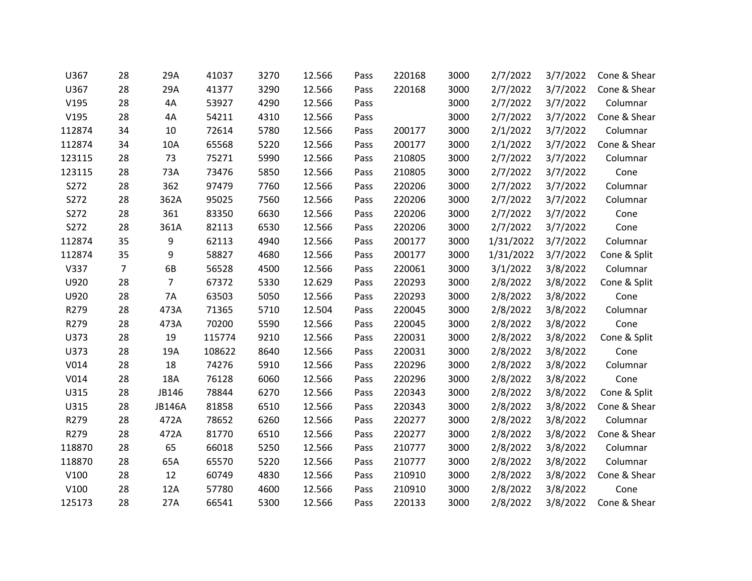| | | | | | | | | | | | |
|---|---|---|---|---|---|---|---|---|---|---|---|
| U367 | 28 | 29A | 41037 | 3270 | 12.566 | Pass | 220168 | 3000 | 2/7/2022 | 3/7/2022 | Cone & Shear |
| U367 | 28 | 29A | 41377 | 3290 | 12.566 | Pass | 220168 | 3000 | 2/7/2022 | 3/7/2022 | Cone & Shear |
| V195 | 28 | 4A | 53927 | 4290 | 12.566 | Pass | | 3000 | 2/7/2022 | 3/7/2022 | Columnar |
| V195 | 28 | 4A | 54211 | 4310 | 12.566 | Pass | | 3000 | 2/7/2022 | 3/7/2022 | Cone & Shear |
| 112874 | 34 | 10 | 72614 | 5780 | 12.566 | Pass | 200177 | 3000 | 2/1/2022 | 3/7/2022 | Columnar |
| 112874 | 34 | 10A | 65568 | 5220 | 12.566 | Pass | 200177 | 3000 | 2/1/2022 | 3/7/2022 | Cone & Shear |
| 123115 | 28 | 73 | 75271 | 5990 | 12.566 | Pass | 210805 | 3000 | 2/7/2022 | 3/7/2022 | Columnar |
| 123115 | 28 | 73A | 73476 | 5850 | 12.566 | Pass | 210805 | 3000 | 2/7/2022 | 3/7/2022 | Cone |
| S272 | 28 | 362 | 97479 | 7760 | 12.566 | Pass | 220206 | 3000 | 2/7/2022 | 3/7/2022 | Columnar |
| S272 | 28 | 362A | 95025 | 7560 | 12.566 | Pass | 220206 | 3000 | 2/7/2022 | 3/7/2022 | Columnar |
| S272 | 28 | 361 | 83350 | 6630 | 12.566 | Pass | 220206 | 3000 | 2/7/2022 | 3/7/2022 | Cone |
| S272 | 28 | 361A | 82113 | 6530 | 12.566 | Pass | 220206 | 3000 | 2/7/2022 | 3/7/2022 | Cone |
| 112874 | 35 | 9 | 62113 | 4940 | 12.566 | Pass | 200177 | 3000 | 1/31/2022 | 3/7/2022 | Columnar |
| 112874 | 35 | 9 | 58827 | 4680 | 12.566 | Pass | 200177 | 3000 | 1/31/2022 | 3/7/2022 | Cone & Split |
| V337 | 7 | 6B | 56528 | 4500 | 12.566 | Pass | 220061 | 3000 | 3/1/2022 | 3/8/2022 | Columnar |
| U920 | 28 | 7 | 67372 | 5330 | 12.629 | Pass | 220293 | 3000 | 2/8/2022 | 3/8/2022 | Cone & Split |
| U920 | 28 | 7A | 63503 | 5050 | 12.566 | Pass | 220293 | 3000 | 2/8/2022 | 3/8/2022 | Cone |
| R279 | 28 | 473A | 71365 | 5710 | 12.504 | Pass | 220045 | 3000 | 2/8/2022 | 3/8/2022 | Columnar |
| R279 | 28 | 473A | 70200 | 5590 | 12.566 | Pass | 220045 | 3000 | 2/8/2022 | 3/8/2022 | Cone |
| U373 | 28 | 19 | 115774 | 9210 | 12.566 | Pass | 220031 | 3000 | 2/8/2022 | 3/8/2022 | Cone & Split |
| U373 | 28 | 19A | 108622 | 8640 | 12.566 | Pass | 220031 | 3000 | 2/8/2022 | 3/8/2022 | Cone |
| V014 | 28 | 18 | 74276 | 5910 | 12.566 | Pass | 220296 | 3000 | 2/8/2022 | 3/8/2022 | Columnar |
| V014 | 28 | 18A | 76128 | 6060 | 12.566 | Pass | 220296 | 3000 | 2/8/2022 | 3/8/2022 | Cone |
| U315 | 28 | JB146 | 78844 | 6270 | 12.566 | Pass | 220343 | 3000 | 2/8/2022 | 3/8/2022 | Cone & Split |
| U315 | 28 | JB146A | 81858 | 6510 | 12.566 | Pass | 220343 | 3000 | 2/8/2022 | 3/8/2022 | Cone & Shear |
| R279 | 28 | 472A | 78652 | 6260 | 12.566 | Pass | 220277 | 3000 | 2/8/2022 | 3/8/2022 | Columnar |
| R279 | 28 | 472A | 81770 | 6510 | 12.566 | Pass | 220277 | 3000 | 2/8/2022 | 3/8/2022 | Cone & Shear |
| 118870 | 28 | 65 | 66018 | 5250 | 12.566 | Pass | 210777 | 3000 | 2/8/2022 | 3/8/2022 | Columnar |
| 118870 | 28 | 65A | 65570 | 5220 | 12.566 | Pass | 210777 | 3000 | 2/8/2022 | 3/8/2022 | Columnar |
| V100 | 28 | 12 | 60749 | 4830 | 12.566 | Pass | 210910 | 3000 | 2/8/2022 | 3/8/2022 | Cone & Shear |
| V100 | 28 | 12A | 57780 | 4600 | 12.566 | Pass | 210910 | 3000 | 2/8/2022 | 3/8/2022 | Cone |
| 125173 | 28 | 27A | 66541 | 5300 | 12.566 | Pass | 220133 | 3000 | 2/8/2022 | 3/8/2022 | Cone & Shear |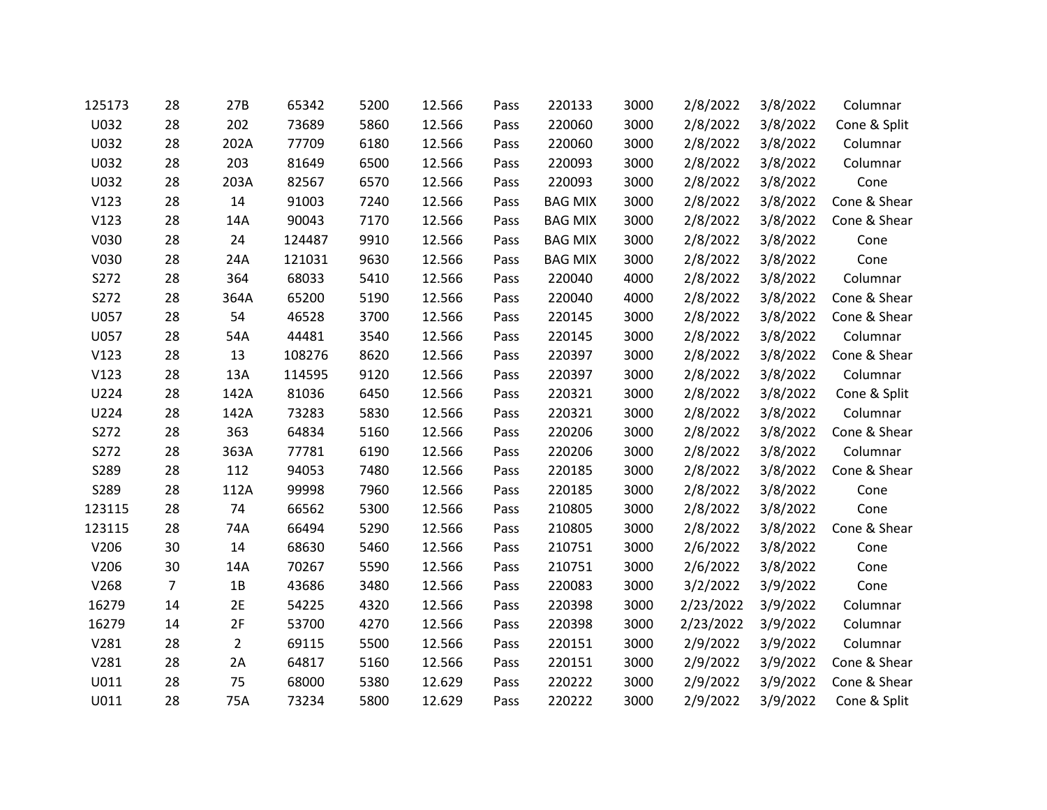| | | | | | | | | | | | |
|---|---|---|---|---|---|---|---|---|---|---|---|
| 125173 | 28 | 27B | 65342 | 5200 | 12.566 | Pass | 220133 | 3000 | 2/8/2022 | 3/8/2022 | Columnar |
| U032 | 28 | 202 | 73689 | 5860 | 12.566 | Pass | 220060 | 3000 | 2/8/2022 | 3/8/2022 | Cone & Split |
| U032 | 28 | 202A | 77709 | 6180 | 12.566 | Pass | 220060 | 3000 | 2/8/2022 | 3/8/2022 | Columnar |
| U032 | 28 | 203 | 81649 | 6500 | 12.566 | Pass | 220093 | 3000 | 2/8/2022 | 3/8/2022 | Columnar |
| U032 | 28 | 203A | 82567 | 6570 | 12.566 | Pass | 220093 | 3000 | 2/8/2022 | 3/8/2022 | Cone |
| V123 | 28 | 14 | 91003 | 7240 | 12.566 | Pass | BAG MIX | 3000 | 2/8/2022 | 3/8/2022 | Cone & Shear |
| V123 | 28 | 14A | 90043 | 7170 | 12.566 | Pass | BAG MIX | 3000 | 2/8/2022 | 3/8/2022 | Cone & Shear |
| V030 | 28 | 24 | 124487 | 9910 | 12.566 | Pass | BAG MIX | 3000 | 2/8/2022 | 3/8/2022 | Cone |
| V030 | 28 | 24A | 121031 | 9630 | 12.566 | Pass | BAG MIX | 3000 | 2/8/2022 | 3/8/2022 | Cone |
| S272 | 28 | 364 | 68033 | 5410 | 12.566 | Pass | 220040 | 4000 | 2/8/2022 | 3/8/2022 | Columnar |
| S272 | 28 | 364A | 65200 | 5190 | 12.566 | Pass | 220040 | 4000 | 2/8/2022 | 3/8/2022 | Cone & Shear |
| U057 | 28 | 54 | 46528 | 3700 | 12.566 | Pass | 220145 | 3000 | 2/8/2022 | 3/8/2022 | Cone & Shear |
| U057 | 28 | 54A | 44481 | 3540 | 12.566 | Pass | 220145 | 3000 | 2/8/2022 | 3/8/2022 | Columnar |
| V123 | 28 | 13 | 108276 | 8620 | 12.566 | Pass | 220397 | 3000 | 2/8/2022 | 3/8/2022 | Cone & Shear |
| V123 | 28 | 13A | 114595 | 9120 | 12.566 | Pass | 220397 | 3000 | 2/8/2022 | 3/8/2022 | Columnar |
| U224 | 28 | 142A | 81036 | 6450 | 12.566 | Pass | 220321 | 3000 | 2/8/2022 | 3/8/2022 | Cone & Split |
| U224 | 28 | 142A | 73283 | 5830 | 12.566 | Pass | 220321 | 3000 | 2/8/2022 | 3/8/2022 | Columnar |
| S272 | 28 | 363 | 64834 | 5160 | 12.566 | Pass | 220206 | 3000 | 2/8/2022 | 3/8/2022 | Cone & Shear |
| S272 | 28 | 363A | 77781 | 6190 | 12.566 | Pass | 220206 | 3000 | 2/8/2022 | 3/8/2022 | Columnar |
| S289 | 28 | 112 | 94053 | 7480 | 12.566 | Pass | 220185 | 3000 | 2/8/2022 | 3/8/2022 | Cone & Shear |
| S289 | 28 | 112A | 99998 | 7960 | 12.566 | Pass | 220185 | 3000 | 2/8/2022 | 3/8/2022 | Cone |
| 123115 | 28 | 74 | 66562 | 5300 | 12.566 | Pass | 210805 | 3000 | 2/8/2022 | 3/8/2022 | Cone |
| 123115 | 28 | 74A | 66494 | 5290 | 12.566 | Pass | 210805 | 3000 | 2/8/2022 | 3/8/2022 | Cone & Shear |
| V206 | 30 | 14 | 68630 | 5460 | 12.566 | Pass | 210751 | 3000 | 2/6/2022 | 3/8/2022 | Cone |
| V206 | 30 | 14A | 70267 | 5590 | 12.566 | Pass | 210751 | 3000 | 2/6/2022 | 3/8/2022 | Cone |
| V268 | 7 | 1B | 43686 | 3480 | 12.566 | Pass | 220083 | 3000 | 3/2/2022 | 3/9/2022 | Cone |
| 16279 | 14 | 2E | 54225 | 4320 | 12.566 | Pass | 220398 | 3000 | 2/23/2022 | 3/9/2022 | Columnar |
| 16279 | 14 | 2F | 53700 | 4270 | 12.566 | Pass | 220398 | 3000 | 2/23/2022 | 3/9/2022 | Columnar |
| V281 | 28 | 2 | 69115 | 5500 | 12.566 | Pass | 220151 | 3000 | 2/9/2022 | 3/9/2022 | Columnar |
| V281 | 28 | 2A | 64817 | 5160 | 12.566 | Pass | 220151 | 3000 | 2/9/2022 | 3/9/2022 | Cone & Shear |
| U011 | 28 | 75 | 68000 | 5380 | 12.629 | Pass | 220222 | 3000 | 2/9/2022 | 3/9/2022 | Cone & Shear |
| U011 | 28 | 75A | 73234 | 5800 | 12.629 | Pass | 220222 | 3000 | 2/9/2022 | 3/9/2022 | Cone & Split |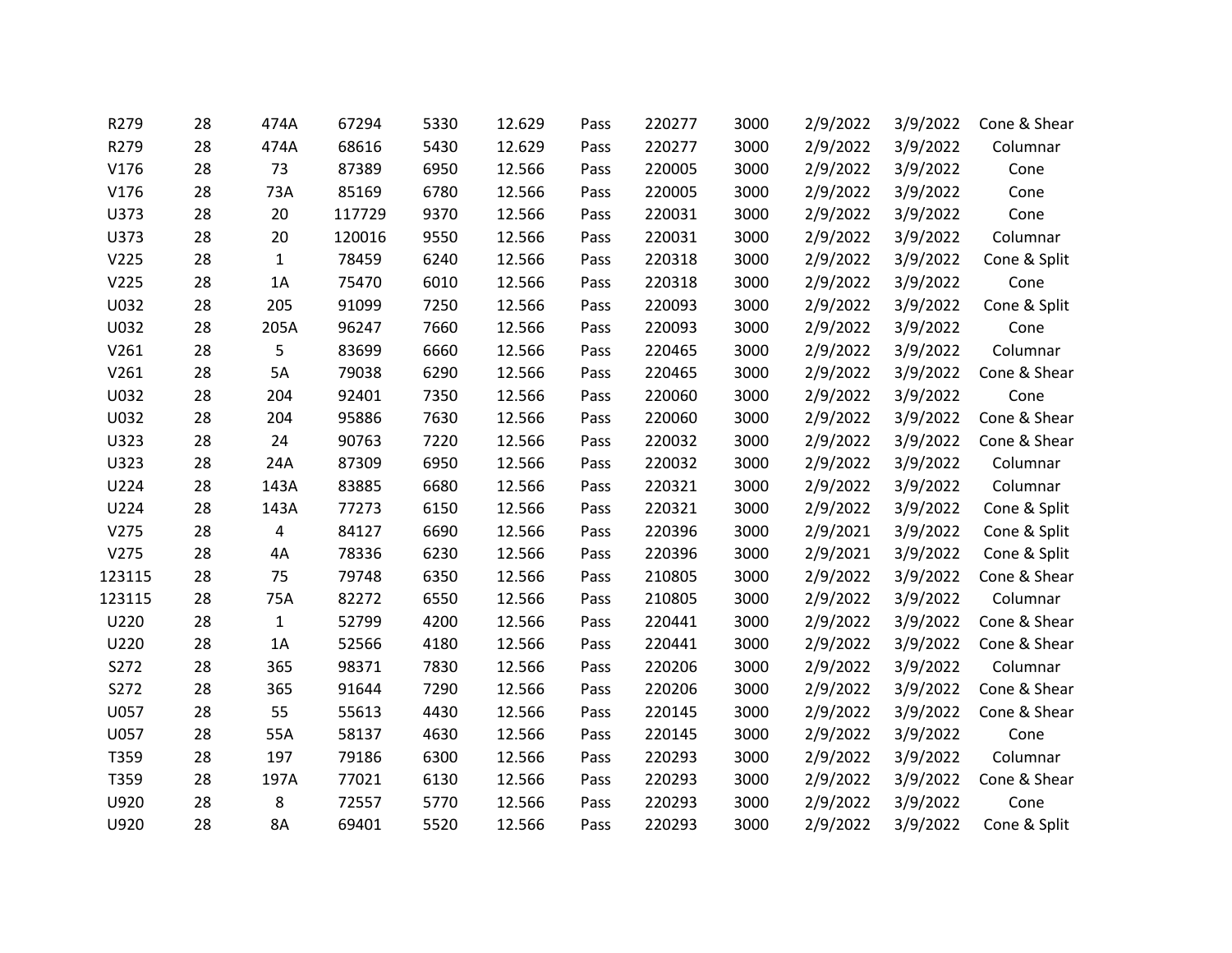| | | | | | | | | | | | |
|---|---|---|---|---|---|---|---|---|---|---|---|
| R279 | 28 | 474A | 67294 | 5330 | 12.629 | Pass | 220277 | 3000 | 2/9/2022 | 3/9/2022 | Cone & Shear |
| R279 | 28 | 474A | 68616 | 5430 | 12.629 | Pass | 220277 | 3000 | 2/9/2022 | 3/9/2022 | Columnar |
| V176 | 28 | 73 | 87389 | 6950 | 12.566 | Pass | 220005 | 3000 | 2/9/2022 | 3/9/2022 | Cone |
| V176 | 28 | 73A | 85169 | 6780 | 12.566 | Pass | 220005 | 3000 | 2/9/2022 | 3/9/2022 | Cone |
| U373 | 28 | 20 | 117729 | 9370 | 12.566 | Pass | 220031 | 3000 | 2/9/2022 | 3/9/2022 | Cone |
| U373 | 28 | 20 | 120016 | 9550 | 12.566 | Pass | 220031 | 3000 | 2/9/2022 | 3/9/2022 | Columnar |
| V225 | 28 | 1 | 78459 | 6240 | 12.566 | Pass | 220318 | 3000 | 2/9/2022 | 3/9/2022 | Cone & Split |
| V225 | 28 | 1A | 75470 | 6010 | 12.566 | Pass | 220318 | 3000 | 2/9/2022 | 3/9/2022 | Cone |
| U032 | 28 | 205 | 91099 | 7250 | 12.566 | Pass | 220093 | 3000 | 2/9/2022 | 3/9/2022 | Cone & Split |
| U032 | 28 | 205A | 96247 | 7660 | 12.566 | Pass | 220093 | 3000 | 2/9/2022 | 3/9/2022 | Cone |
| V261 | 28 | 5 | 83699 | 6660 | 12.566 | Pass | 220465 | 3000 | 2/9/2022 | 3/9/2022 | Columnar |
| V261 | 28 | 5A | 79038 | 6290 | 12.566 | Pass | 220465 | 3000 | 2/9/2022 | 3/9/2022 | Cone & Shear |
| U032 | 28 | 204 | 92401 | 7350 | 12.566 | Pass | 220060 | 3000 | 2/9/2022 | 3/9/2022 | Cone |
| U032 | 28 | 204 | 95886 | 7630 | 12.566 | Pass | 220060 | 3000 | 2/9/2022 | 3/9/2022 | Cone & Shear |
| U323 | 28 | 24 | 90763 | 7220 | 12.566 | Pass | 220032 | 3000 | 2/9/2022 | 3/9/2022 | Cone & Shear |
| U323 | 28 | 24A | 87309 | 6950 | 12.566 | Pass | 220032 | 3000 | 2/9/2022 | 3/9/2022 | Columnar |
| U224 | 28 | 143A | 83885 | 6680 | 12.566 | Pass | 220321 | 3000 | 2/9/2022 | 3/9/2022 | Columnar |
| U224 | 28 | 143A | 77273 | 6150 | 12.566 | Pass | 220321 | 3000 | 2/9/2022 | 3/9/2022 | Cone & Split |
| V275 | 28 | 4 | 84127 | 6690 | 12.566 | Pass | 220396 | 3000 | 2/9/2021 | 3/9/2022 | Cone & Split |
| V275 | 28 | 4A | 78336 | 6230 | 12.566 | Pass | 220396 | 3000 | 2/9/2021 | 3/9/2022 | Cone & Split |
| 123115 | 28 | 75 | 79748 | 6350 | 12.566 | Pass | 210805 | 3000 | 2/9/2022 | 3/9/2022 | Cone & Shear |
| 123115 | 28 | 75A | 82272 | 6550 | 12.566 | Pass | 210805 | 3000 | 2/9/2022 | 3/9/2022 | Columnar |
| U220 | 28 | 1 | 52799 | 4200 | 12.566 | Pass | 220441 | 3000 | 2/9/2022 | 3/9/2022 | Cone & Shear |
| U220 | 28 | 1A | 52566 | 4180 | 12.566 | Pass | 220441 | 3000 | 2/9/2022 | 3/9/2022 | Cone & Shear |
| S272 | 28 | 365 | 98371 | 7830 | 12.566 | Pass | 220206 | 3000 | 2/9/2022 | 3/9/2022 | Columnar |
| S272 | 28 | 365 | 91644 | 7290 | 12.566 | Pass | 220206 | 3000 | 2/9/2022 | 3/9/2022 | Cone & Shear |
| U057 | 28 | 55 | 55613 | 4430 | 12.566 | Pass | 220145 | 3000 | 2/9/2022 | 3/9/2022 | Cone & Shear |
| U057 | 28 | 55A | 58137 | 4630 | 12.566 | Pass | 220145 | 3000 | 2/9/2022 | 3/9/2022 | Cone |
| T359 | 28 | 197 | 79186 | 6300 | 12.566 | Pass | 220293 | 3000 | 2/9/2022 | 3/9/2022 | Columnar |
| T359 | 28 | 197A | 77021 | 6130 | 12.566 | Pass | 220293 | 3000 | 2/9/2022 | 3/9/2022 | Cone & Shear |
| U920 | 28 | 8 | 72557 | 5770 | 12.566 | Pass | 220293 | 3000 | 2/9/2022 | 3/9/2022 | Cone |
| U920 | 28 | 8A | 69401 | 5520 | 12.566 | Pass | 220293 | 3000 | 2/9/2022 | 3/9/2022 | Cone & Split |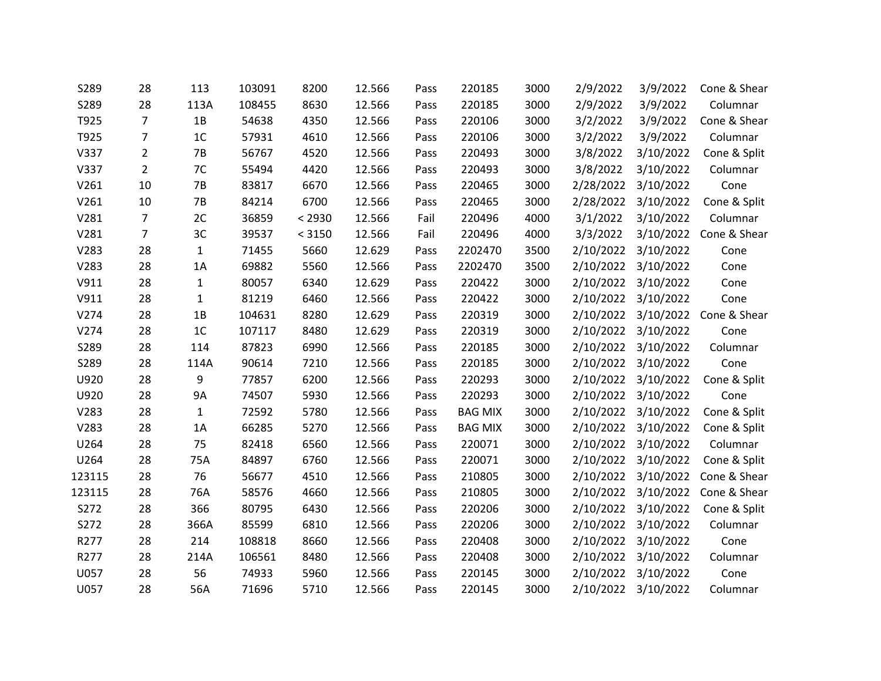| | | | | | | | | | | | |
|---|---|---|---|---|---|---|---|---|---|---|---|
| S289 | 28 | 113 | 103091 | 8200 | 12.566 | Pass | 220185 | 3000 | 2/9/2022 | 3/9/2022 | Cone & Shear |
| S289 | 28 | 113A | 108455 | 8630 | 12.566 | Pass | 220185 | 3000 | 2/9/2022 | 3/9/2022 | Columnar |
| T925 | 7 | 1B | 54638 | 4350 | 12.566 | Pass | 220106 | 3000 | 3/2/2022 | 3/9/2022 | Cone & Shear |
| T925 | 7 | 1C | 57931 | 4610 | 12.566 | Pass | 220106 | 3000 | 3/2/2022 | 3/9/2022 | Columnar |
| V337 | 2 | 7B | 56767 | 4520 | 12.566 | Pass | 220493 | 3000 | 3/8/2022 | 3/10/2022 | Cone & Split |
| V337 | 2 | 7C | 55494 | 4420 | 12.566 | Pass | 220493 | 3000 | 3/8/2022 | 3/10/2022 | Columnar |
| V261 | 10 | 7B | 83817 | 6670 | 12.566 | Pass | 220465 | 3000 | 2/28/2022 | 3/10/2022 | Cone |
| V261 | 10 | 7B | 84214 | 6700 | 12.566 | Pass | 220465 | 3000 | 2/28/2022 | 3/10/2022 | Cone & Split |
| V281 | 7 | 2C | 36859 | < 2930 | 12.566 | Fail | 220496 | 4000 | 3/1/2022 | 3/10/2022 | Columnar |
| V281 | 7 | 3C | 39537 | < 3150 | 12.566 | Fail | 220496 | 4000 | 3/3/2022 | 3/10/2022 | Cone & Shear |
| V283 | 28 | 1 | 71455 | 5660 | 12.629 | Pass | 2202470 | 3500 | 2/10/2022 | 3/10/2022 | Cone |
| V283 | 28 | 1A | 69882 | 5560 | 12.566 | Pass | 2202470 | 3500 | 2/10/2022 | 3/10/2022 | Cone |
| V911 | 28 | 1 | 80057 | 6340 | 12.629 | Pass | 220422 | 3000 | 2/10/2022 | 3/10/2022 | Cone |
| V911 | 28 | 1 | 81219 | 6460 | 12.566 | Pass | 220422 | 3000 | 2/10/2022 | 3/10/2022 | Cone |
| V274 | 28 | 1B | 104631 | 8280 | 12.629 | Pass | 220319 | 3000 | 2/10/2022 | 3/10/2022 | Cone & Shear |
| V274 | 28 | 1C | 107117 | 8480 | 12.629 | Pass | 220319 | 3000 | 2/10/2022 | 3/10/2022 | Cone |
| S289 | 28 | 114 | 87823 | 6990 | 12.566 | Pass | 220185 | 3000 | 2/10/2022 | 3/10/2022 | Columnar |
| S289 | 28 | 114A | 90614 | 7210 | 12.566 | Pass | 220185 | 3000 | 2/10/2022 | 3/10/2022 | Cone |
| U920 | 28 | 9 | 77857 | 6200 | 12.566 | Pass | 220293 | 3000 | 2/10/2022 | 3/10/2022 | Cone & Split |
| U920 | 28 | 9A | 74507 | 5930 | 12.566 | Pass | 220293 | 3000 | 2/10/2022 | 3/10/2022 | Cone |
| V283 | 28 | 1 | 72592 | 5780 | 12.566 | Pass | BAG MIX | 3000 | 2/10/2022 | 3/10/2022 | Cone & Split |
| V283 | 28 | 1A | 66285 | 5270 | 12.566 | Pass | BAG MIX | 3000 | 2/10/2022 | 3/10/2022 | Cone & Split |
| U264 | 28 | 75 | 82418 | 6560 | 12.566 | Pass | 220071 | 3000 | 2/10/2022 | 3/10/2022 | Columnar |
| U264 | 28 | 75A | 84897 | 6760 | 12.566 | Pass | 220071 | 3000 | 2/10/2022 | 3/10/2022 | Cone & Split |
| 123115 | 28 | 76 | 56677 | 4510 | 12.566 | Pass | 210805 | 3000 | 2/10/2022 | 3/10/2022 | Cone & Shear |
| 123115 | 28 | 76A | 58576 | 4660 | 12.566 | Pass | 210805 | 3000 | 2/10/2022 | 3/10/2022 | Cone & Shear |
| S272 | 28 | 366 | 80795 | 6430 | 12.566 | Pass | 220206 | 3000 | 2/10/2022 | 3/10/2022 | Cone & Split |
| S272 | 28 | 366A | 85599 | 6810 | 12.566 | Pass | 220206 | 3000 | 2/10/2022 | 3/10/2022 | Columnar |
| R277 | 28 | 214 | 108818 | 8660 | 12.566 | Pass | 220408 | 3000 | 2/10/2022 | 3/10/2022 | Cone |
| R277 | 28 | 214A | 106561 | 8480 | 12.566 | Pass | 220408 | 3000 | 2/10/2022 | 3/10/2022 | Columnar |
| U057 | 28 | 56 | 74933 | 5960 | 12.566 | Pass | 220145 | 3000 | 2/10/2022 | 3/10/2022 | Cone |
| U057 | 28 | 56A | 71696 | 5710 | 12.566 | Pass | 220145 | 3000 | 2/10/2022 | 3/10/2022 | Columnar |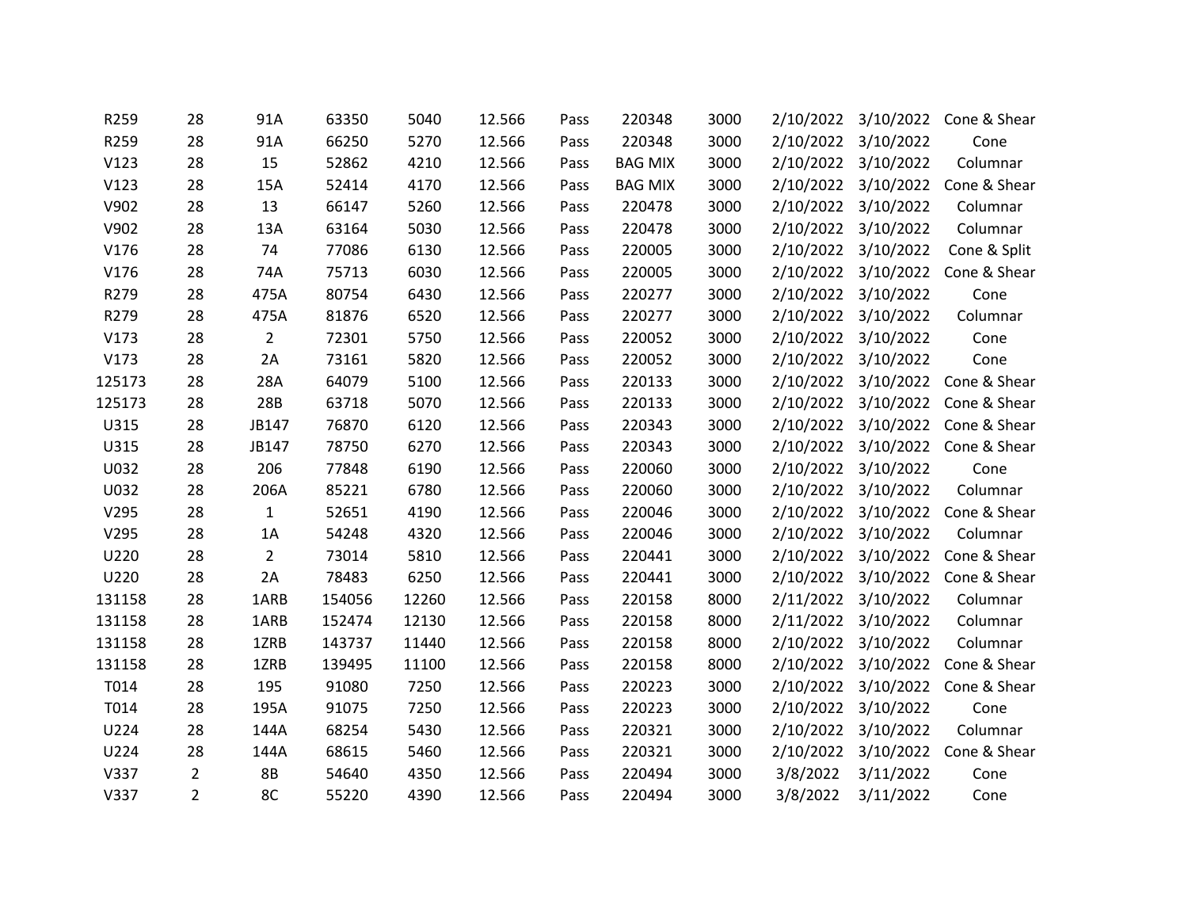| | | | | | | | | | | | |
|---|---|---|---|---|---|---|---|---|---|---|---|
| R259 | 28 | 91A | 63350 | 5040 | 12.566 | Pass | 220348 | 3000 | 2/10/2022 | 3/10/2022 | Cone & Shear |
| R259 | 28 | 91A | 66250 | 5270 | 12.566 | Pass | 220348 | 3000 | 2/10/2022 | 3/10/2022 | Cone |
| V123 | 28 | 15 | 52862 | 4210 | 12.566 | Pass | BAG MIX | 3000 | 2/10/2022 | 3/10/2022 | Columnar |
| V123 | 28 | 15A | 52414 | 4170 | 12.566 | Pass | BAG MIX | 3000 | 2/10/2022 | 3/10/2022 | Cone & Shear |
| V902 | 28 | 13 | 66147 | 5260 | 12.566 | Pass | 220478 | 3000 | 2/10/2022 | 3/10/2022 | Columnar |
| V902 | 28 | 13A | 63164 | 5030 | 12.566 | Pass | 220478 | 3000 | 2/10/2022 | 3/10/2022 | Columnar |
| V176 | 28 | 74 | 77086 | 6130 | 12.566 | Pass | 220005 | 3000 | 2/10/2022 | 3/10/2022 | Cone & Split |
| V176 | 28 | 74A | 75713 | 6030 | 12.566 | Pass | 220005 | 3000 | 2/10/2022 | 3/10/2022 | Cone & Shear |
| R279 | 28 | 475A | 80754 | 6430 | 12.566 | Pass | 220277 | 3000 | 2/10/2022 | 3/10/2022 | Cone |
| R279 | 28 | 475A | 81876 | 6520 | 12.566 | Pass | 220277 | 3000 | 2/10/2022 | 3/10/2022 | Columnar |
| V173 | 28 | 2 | 72301 | 5750 | 12.566 | Pass | 220052 | 3000 | 2/10/2022 | 3/10/2022 | Cone |
| V173 | 28 | 2A | 73161 | 5820 | 12.566 | Pass | 220052 | 3000 | 2/10/2022 | 3/10/2022 | Cone |
| 125173 | 28 | 28A | 64079 | 5100 | 12.566 | Pass | 220133 | 3000 | 2/10/2022 | 3/10/2022 | Cone & Shear |
| 125173 | 28 | 28B | 63718 | 5070 | 12.566 | Pass | 220133 | 3000 | 2/10/2022 | 3/10/2022 | Cone & Shear |
| U315 | 28 | JB147 | 76870 | 6120 | 12.566 | Pass | 220343 | 3000 | 2/10/2022 | 3/10/2022 | Cone & Shear |
| U315 | 28 | JB147 | 78750 | 6270 | 12.566 | Pass | 220343 | 3000 | 2/10/2022 | 3/10/2022 | Cone & Shear |
| U032 | 28 | 206 | 77848 | 6190 | 12.566 | Pass | 220060 | 3000 | 2/10/2022 | 3/10/2022 | Cone |
| U032 | 28 | 206A | 85221 | 6780 | 12.566 | Pass | 220060 | 3000 | 2/10/2022 | 3/10/2022 | Columnar |
| V295 | 28 | 1 | 52651 | 4190 | 12.566 | Pass | 220046 | 3000 | 2/10/2022 | 3/10/2022 | Cone & Shear |
| V295 | 28 | 1A | 54248 | 4320 | 12.566 | Pass | 220046 | 3000 | 2/10/2022 | 3/10/2022 | Columnar |
| U220 | 28 | 2 | 73014 | 5810 | 12.566 | Pass | 220441 | 3000 | 2/10/2022 | 3/10/2022 | Cone & Shear |
| U220 | 28 | 2A | 78483 | 6250 | 12.566 | Pass | 220441 | 3000 | 2/10/2022 | 3/10/2022 | Cone & Shear |
| 131158 | 28 | 1ARB | 154056 | 12260 | 12.566 | Pass | 220158 | 8000 | 2/11/2022 | 3/10/2022 | Columnar |
| 131158 | 28 | 1ARB | 152474 | 12130 | 12.566 | Pass | 220158 | 8000 | 2/11/2022 | 3/10/2022 | Columnar |
| 131158 | 28 | 1ZRB | 143737 | 11440 | 12.566 | Pass | 220158 | 8000 | 2/10/2022 | 3/10/2022 | Columnar |
| 131158 | 28 | 1ZRB | 139495 | 11100 | 12.566 | Pass | 220158 | 8000 | 2/10/2022 | 3/10/2022 | Cone & Shear |
| T014 | 28 | 195 | 91080 | 7250 | 12.566 | Pass | 220223 | 3000 | 2/10/2022 | 3/10/2022 | Cone & Shear |
| T014 | 28 | 195A | 91075 | 7250 | 12.566 | Pass | 220223 | 3000 | 2/10/2022 | 3/10/2022 | Cone |
| U224 | 28 | 144A | 68254 | 5430 | 12.566 | Pass | 220321 | 3000 | 2/10/2022 | 3/10/2022 | Columnar |
| U224 | 28 | 144A | 68615 | 5460 | 12.566 | Pass | 220321 | 3000 | 2/10/2022 | 3/10/2022 | Cone & Shear |
| V337 | 2 | 8B | 54640 | 4350 | 12.566 | Pass | 220494 | 3000 | 3/8/2022 | 3/11/2022 | Cone |
| V337 | 2 | 8C | 55220 | 4390 | 12.566 | Pass | 220494 | 3000 | 3/8/2022 | 3/11/2022 | Cone |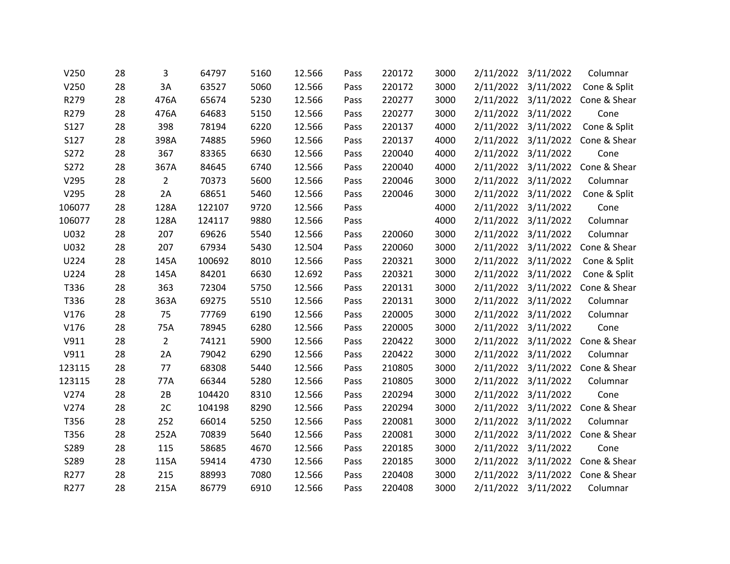| | | | | | | | | | | | |
|---|---|---|---|---|---|---|---|---|---|---|---|
| V250 | 28 | 3 | 64797 | 5160 | 12.566 | Pass | 220172 | 3000 | 2/11/2022 | 3/11/2022 | Columnar |
| V250 | 28 | 3A | 63527 | 5060 | 12.566 | Pass | 220172 | 3000 | 2/11/2022 | 3/11/2022 | Cone & Split |
| R279 | 28 | 476A | 65674 | 5230 | 12.566 | Pass | 220277 | 3000 | 2/11/2022 | 3/11/2022 | Cone & Shear |
| R279 | 28 | 476A | 64683 | 5150 | 12.566 | Pass | 220277 | 3000 | 2/11/2022 | 3/11/2022 | Cone |
| S127 | 28 | 398 | 78194 | 6220 | 12.566 | Pass | 220137 | 4000 | 2/11/2022 | 3/11/2022 | Cone & Split |
| S127 | 28 | 398A | 74885 | 5960 | 12.566 | Pass | 220137 | 4000 | 2/11/2022 | 3/11/2022 | Cone & Shear |
| S272 | 28 | 367 | 83365 | 6630 | 12.566 | Pass | 220040 | 4000 | 2/11/2022 | 3/11/2022 | Cone |
| S272 | 28 | 367A | 84645 | 6740 | 12.566 | Pass | 220040 | 4000 | 2/11/2022 | 3/11/2022 | Cone & Shear |
| V295 | 28 | 2 | 70373 | 5600 | 12.566 | Pass | 220046 | 3000 | 2/11/2022 | 3/11/2022 | Columnar |
| V295 | 28 | 2A | 68651 | 5460 | 12.566 | Pass | 220046 | 3000 | 2/11/2022 | 3/11/2022 | Cone & Split |
| 106077 | 28 | 128A | 122107 | 9720 | 12.566 | Pass | | 4000 | 2/11/2022 | 3/11/2022 | Cone |
| 106077 | 28 | 128A | 124117 | 9880 | 12.566 | Pass | | 4000 | 2/11/2022 | 3/11/2022 | Columnar |
| U032 | 28 | 207 | 69626 | 5540 | 12.566 | Pass | 220060 | 3000 | 2/11/2022 | 3/11/2022 | Columnar |
| U032 | 28 | 207 | 67934 | 5430 | 12.504 | Pass | 220060 | 3000 | 2/11/2022 | 3/11/2022 | Cone & Shear |
| U224 | 28 | 145A | 100692 | 8010 | 12.566 | Pass | 220321 | 3000 | 2/11/2022 | 3/11/2022 | Cone & Split |
| U224 | 28 | 145A | 84201 | 6630 | 12.692 | Pass | 220321 | 3000 | 2/11/2022 | 3/11/2022 | Cone & Split |
| T336 | 28 | 363 | 72304 | 5750 | 12.566 | Pass | 220131 | 3000 | 2/11/2022 | 3/11/2022 | Cone & Shear |
| T336 | 28 | 363A | 69275 | 5510 | 12.566 | Pass | 220131 | 3000 | 2/11/2022 | 3/11/2022 | Columnar |
| V176 | 28 | 75 | 77769 | 6190 | 12.566 | Pass | 220005 | 3000 | 2/11/2022 | 3/11/2022 | Columnar |
| V176 | 28 | 75A | 78945 | 6280 | 12.566 | Pass | 220005 | 3000 | 2/11/2022 | 3/11/2022 | Cone |
| V911 | 28 | 2 | 74121 | 5900 | 12.566 | Pass | 220422 | 3000 | 2/11/2022 | 3/11/2022 | Cone & Shear |
| V911 | 28 | 2A | 79042 | 6290 | 12.566 | Pass | 220422 | 3000 | 2/11/2022 | 3/11/2022 | Columnar |
| 123115 | 28 | 77 | 68308 | 5440 | 12.566 | Pass | 210805 | 3000 | 2/11/2022 | 3/11/2022 | Cone & Shear |
| 123115 | 28 | 77A | 66344 | 5280 | 12.566 | Pass | 210805 | 3000 | 2/11/2022 | 3/11/2022 | Columnar |
| V274 | 28 | 2B | 104420 | 8310 | 12.566 | Pass | 220294 | 3000 | 2/11/2022 | 3/11/2022 | Cone |
| V274 | 28 | 2C | 104198 | 8290 | 12.566 | Pass | 220294 | 3000 | 2/11/2022 | 3/11/2022 | Cone & Shear |
| T356 | 28 | 252 | 66014 | 5250 | 12.566 | Pass | 220081 | 3000 | 2/11/2022 | 3/11/2022 | Columnar |
| T356 | 28 | 252A | 70839 | 5640 | 12.566 | Pass | 220081 | 3000 | 2/11/2022 | 3/11/2022 | Cone & Shear |
| S289 | 28 | 115 | 58685 | 4670 | 12.566 | Pass | 220185 | 3000 | 2/11/2022 | 3/11/2022 | Cone |
| S289 | 28 | 115A | 59414 | 4730 | 12.566 | Pass | 220185 | 3000 | 2/11/2022 | 3/11/2022 | Cone & Shear |
| R277 | 28 | 215 | 88993 | 7080 | 12.566 | Pass | 220408 | 3000 | 2/11/2022 | 3/11/2022 | Cone & Shear |
| R277 | 28 | 215A | 86779 | 6910 | 12.566 | Pass | 220408 | 3000 | 2/11/2022 | 3/11/2022 | Columnar |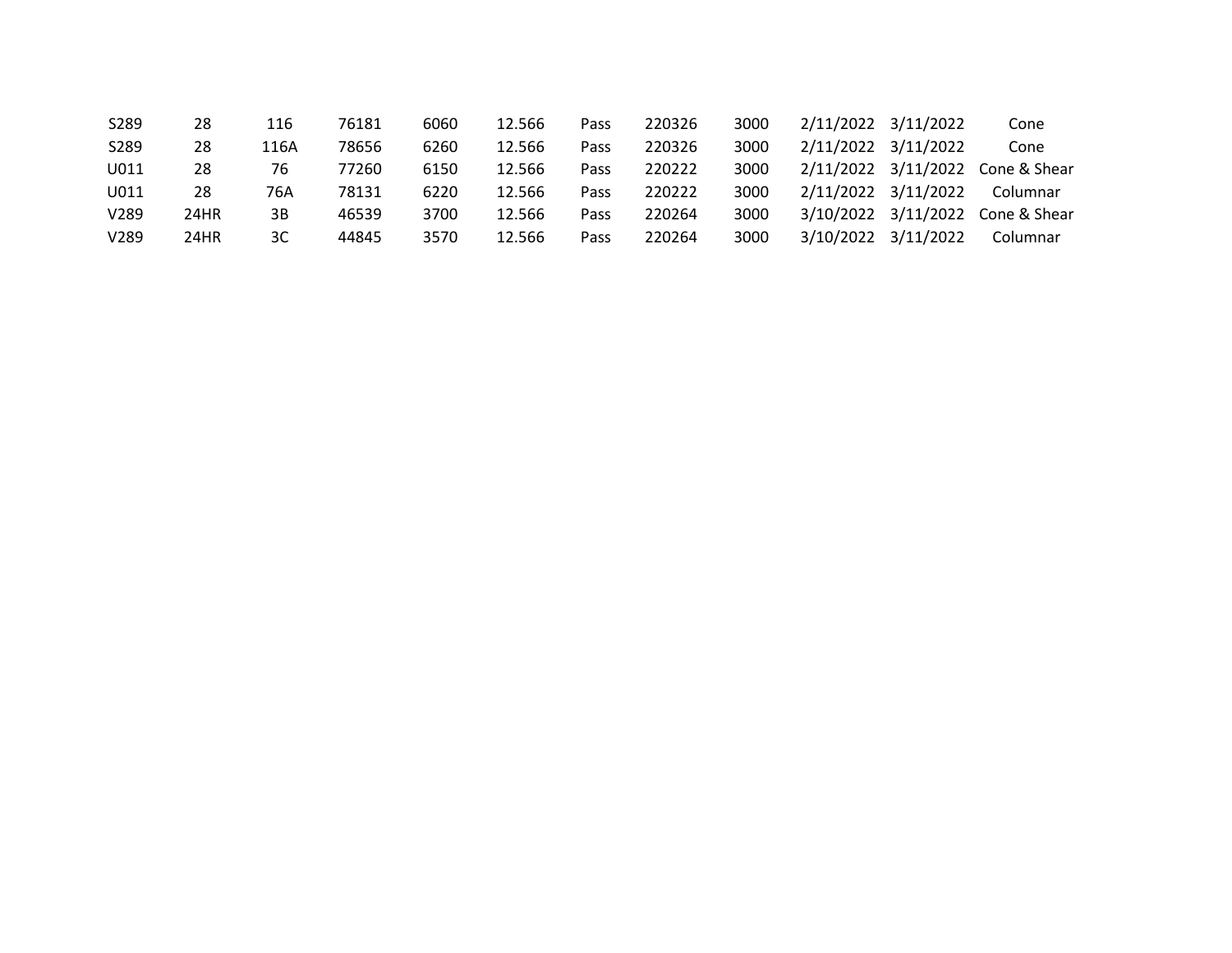| | | | | | | | | | | | |
|---|---|---|---|---|---|---|---|---|---|---|---|
| S289 | 28 | 116 | 76181 | 6060 | 12.566 | Pass | 220326 | 3000 | 2/11/2022 | 3/11/2022 | Cone |
| S289 | 28 | 116A | 78656 | 6260 | 12.566 | Pass | 220326 | 3000 | 2/11/2022 | 3/11/2022 | Cone |
| U011 | 28 | 76 | 77260 | 6150 | 12.566 | Pass | 220222 | 3000 | 2/11/2022 | 3/11/2022 | Cone & Shear |
| U011 | 28 | 76A | 78131 | 6220 | 12.566 | Pass | 220222 | 3000 | 2/11/2022 | 3/11/2022 | Columnar |
| V289 | 24HR | 3B | 46539 | 3700 | 12.566 | Pass | 220264 | 3000 | 3/10/2022 | 3/11/2022 | Cone & Shear |
| V289 | 24HR | 3C | 44845 | 3570 | 12.566 | Pass | 220264 | 3000 | 3/10/2022 | 3/11/2022 | Columnar |